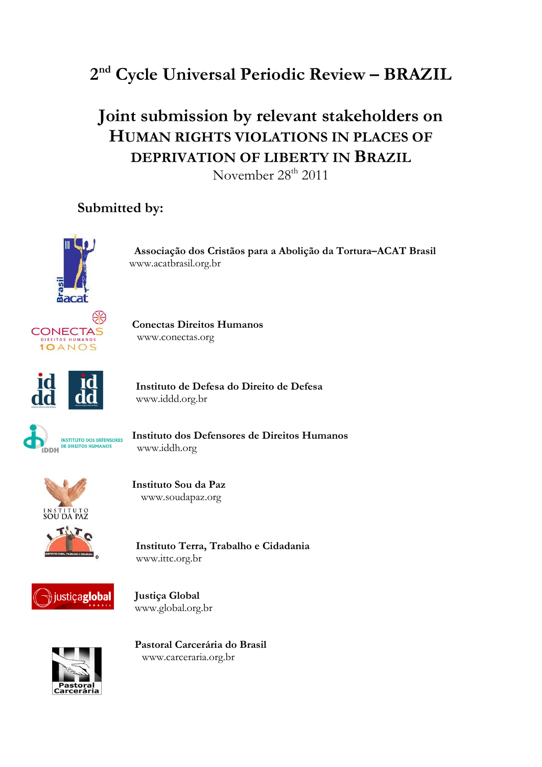# 2nd Cycle Universal Periodic Review – BRAZIL

## Joint submission by relevant stakeholders on HUMAN RIGHTS VIOLATIONS IN PLACES OF DEPRIVATION OF LIBERTY IN BRAZIL

November 28th 2011

### Submitted by:

**Associação dos Cristãos para a Abolição da Tortura–ACAT Brasil**
www.acatbrasil.org.br

**Conectas Direitos Humanos**
www.conectas.org

**Instituto de Defesa do Direito de Defesa**
www.iddd.org.br

**Instituto dos Defensores de Direitos Humanos**
www.iddh.org

**Instituto Sou da Paz**
www.soudapaz.org

**Instituto Terra, Trabalho e Cidadania**
www.ittc.org.br

**Justiça Global**
www.global.org.br

**Pastoral Carcerária do Brasil**
www.carceraria.org.br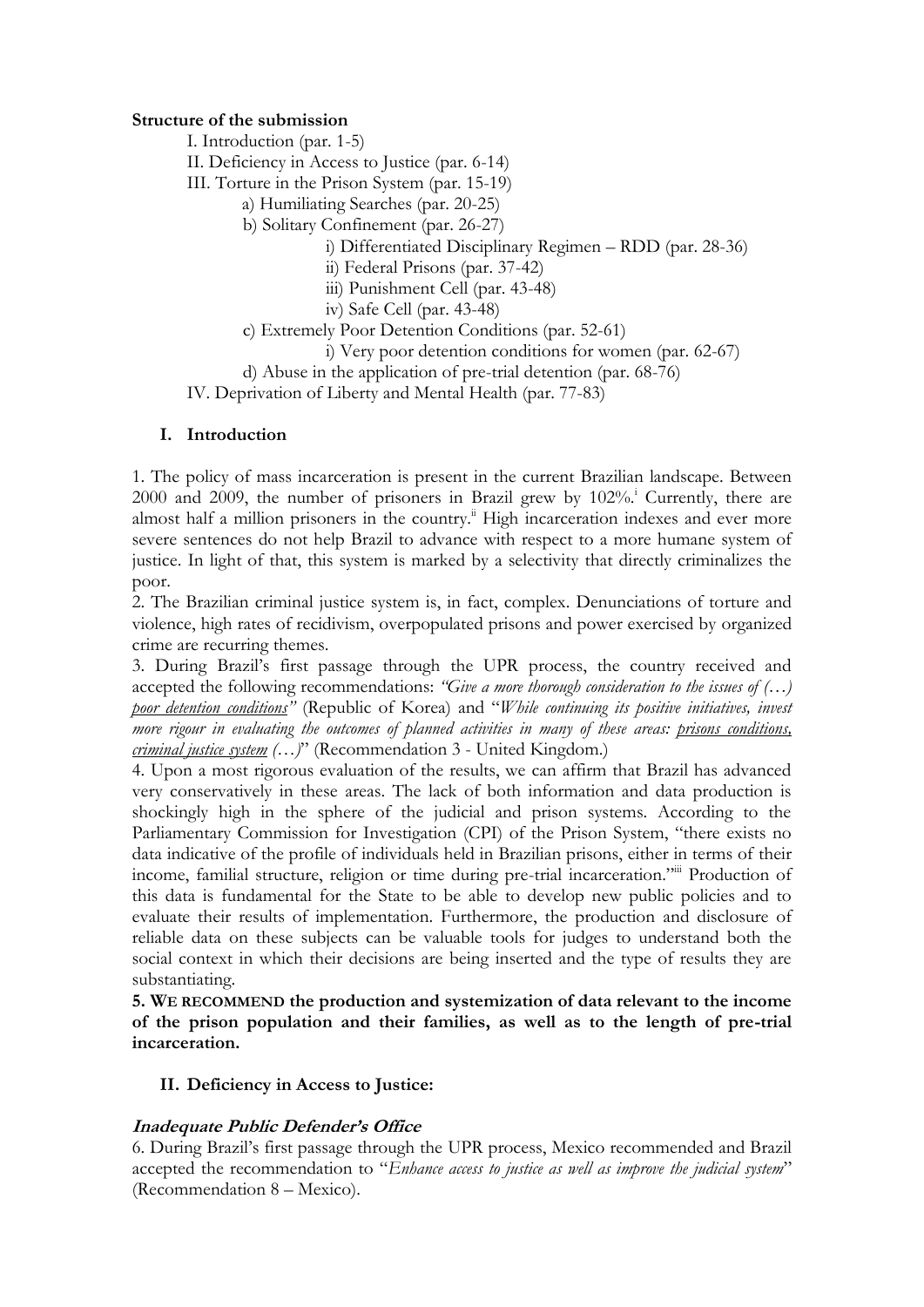**Structure of the submission**

I. Introduction (par. 1-5)

II. Deficiency in Access to Justice (par. 6-14)

III. Torture in the Prison System (par. 15-19)

a) Humiliating Searches (par. 20-25)

b) Solitary Confinement (par. 26-27)

i) Differentiated Disciplinary Regimen – RDD (par. 28-36)

ii) Federal Prisons (par. 37-42)

iii) Punishment Cell (par. 43-48)

iv) Safe Cell (par. 43-48)

c) Extremely Poor Detention Conditions (par. 52-61)

i) Very poor detention conditions for women (par. 62-67)

d) Abuse in the application of pre-trial detention (par. 68-76)

IV. Deprivation of Liberty and Mental Health (par. 77-83)

## I. Introduction

1. The policy of mass incarceration is present in the current Brazilian landscape. Between 2000 and 2009, the number of prisoners in Brazil grew by 102%.[i] Currently, there are almost half a million prisoners in the country.[ii] High incarceration indexes and ever more severe sentences do not help Brazil to advance with respect to a more humane system of justice. In light of that, this system is marked by a selectivity that directly criminalizes the poor.

2. The Brazilian criminal justice system is, in fact, complex. Denunciations of torture and violence, high rates of recidivism, overpopulated prisons and power exercised by organized crime are recurring themes.

3. During Brazil's first passage through the UPR process, the country received and accepted the following recommendations: *"Give a more thorough consideration to the issues of (…) poor detention conditions"* (Republic of Korea) and "*While continuing its positive initiatives, invest more rigour in evaluating the outcomes of planned activities in many of these areas: prisons conditions, criminal justice system (…)*" (Recommendation 3 - United Kingdom.)

4. Upon a most rigorous evaluation of the results, we can affirm that Brazil has advanced very conservatively in these areas. The lack of both information and data production is shockingly high in the sphere of the judicial and prison systems. According to the Parliamentary Commission for Investigation (CPI) of the Prison System, "there exists no data indicative of the profile of individuals held in Brazilian prisons, either in terms of their income, familial structure, religion or time during pre-trial incarceration."[iii] Production of this data is fundamental for the State to be able to develop new public policies and to evaluate their results of implementation. Furthermore, the production and disclosure of reliable data on these subjects can be valuable tools for judges to understand both the social context in which their decisions are being inserted and the type of results they are substantiating.

**5. WE RECOMMEND the production and systemization of data relevant to the income of the prison population and their families, as well as to the length of pre-trial incarceration.**

## II. Deficiency in Access to Justice:

### *Inadequate Public Defender's Office*

6. During Brazil's first passage through the UPR process, Mexico recommended and Brazil accepted the recommendation to "*Enhance access to justice as well as improve the judicial system*" (Recommendation 8 – Mexico).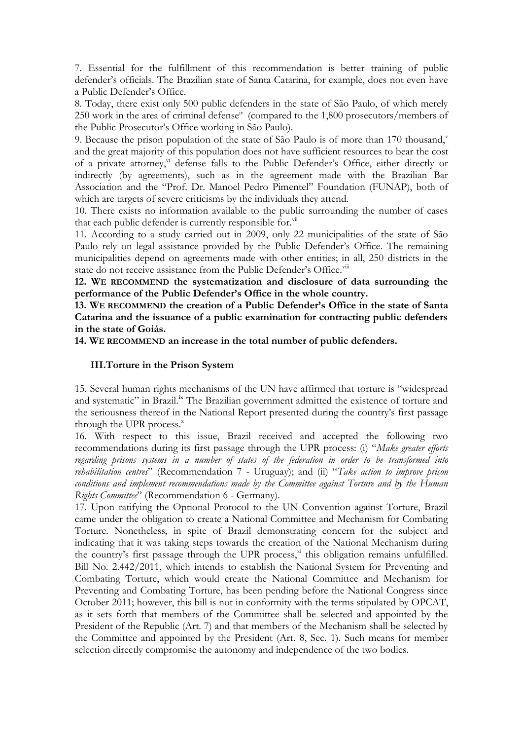7. Essential for the fulfillment of this recommendation is better training of public defender's officials. The Brazilian state of Santa Catarina, for example, does not even have a Public Defender's Office.

8. Today, there exist only 500 public defenders in the state of São Paulo, of which merely 250 work in the area of criminal defense[iv] (compared to the 1,800 prosecutors/members of the Public Prosecutor's Office working in São Paulo).

9. Because the prison population of the state of São Paulo is of more than 170 thousand,[v] and the great majority of this population does not have sufficient resources to bear the cost of a private attorney,[vi] defense falls to the Public Defender's Office, either directly or indirectly (by agreements), such as in the agreement made with the Brazilian Bar Association and the "Prof. Dr. Manoel Pedro Pimentel" Foundation (FUNAP), both of which are targets of severe criticisms by the individuals they attend.

10. There exists no information available to the public surrounding the number of cases that each public defender is currently responsible for.[vii]

11. According to a study carried out in 2009, only 22 municipalities of the state of São Paulo rely on legal assistance provided by the Public Defender's Office. The remaining municipalities depend on agreements made with other entities; in all, 250 districts in the state do not receive assistance from the Public Defender's Office.[viii]

**12. WE RECOMMEND the systematization and disclosure of data surrounding the performance of the Public Defender's Office in the whole country.**

**13. WE RECOMMEND the creation of a Public Defender's Office in the state of Santa Catarina and the issuance of a public examination for contracting public defenders in the state of Goiás.**

**14. WE RECOMMEND an increase in the total number of public defenders.**

## III. Torture in the Prison System

15. Several human rights mechanisms of the UN have affirmed that torture is "widespread and systematic" in Brazil.[ix] The Brazilian government admitted the existence of torture and the seriousness thereof in the National Report presented during the country's first passage through the UPR process.[x]

16. With respect to this issue, Brazil received and accepted the following two recommendations during its first passage through the UPR process: (i) "*Make greater efforts regarding prisons systems in a number of states of the federation in order to be transformed into rehabilitation centres*" (Recommendation 7 - Uruguay); and (ii) "*Take action to improve prison conditions and implement recommendations made by the Committee against Torture and by the Human Rights Committee*" (Recommendation 6 - Germany).

17. Upon ratifying the Optional Protocol to the UN Convention against Torture, Brazil came under the obligation to create a National Committee and Mechanism for Combating Torture. Nonetheless, in spite of Brazil demonstrating concern for the subject and indicating that it was taking steps towards the creation of the National Mechanism during the country's first passage through the UPR process,[xi] this obligation remains unfulfilled. Bill No. 2.442/2011, which intends to establish the National System for Preventing and Combating Torture, which would create the National Committee and Mechanism for Preventing and Combating Torture, has been pending before the National Congress since October 2011; however, this bill is not in conformity with the terms stipulated by OPCAT, as it sets forth that members of the Committee shall be selected and appointed by the President of the Republic (Art. 7) and that members of the Mechanism shall be selected by the Committee and appointed by the President (Art. 8, Sec. 1). Such means for member selection directly compromise the autonomy and independence of the two bodies.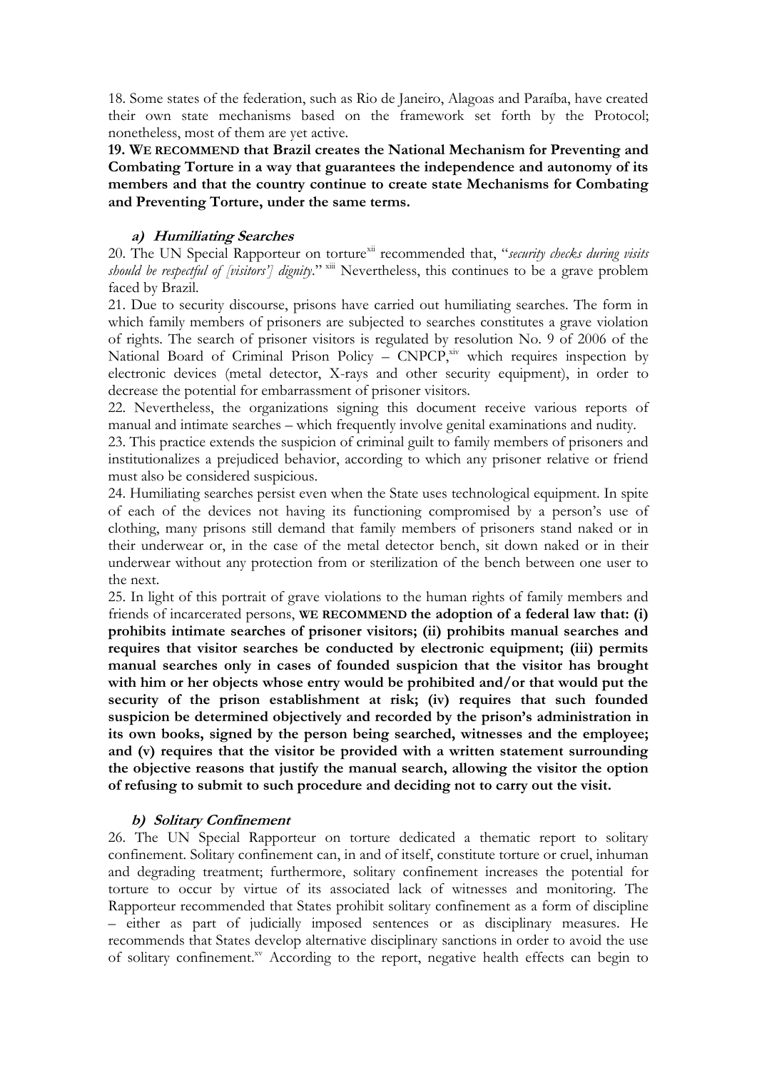18. Some states of the federation, such as Rio de Janeiro, Alagoas and Paraíba, have created their own state mechanisms based on the framework set forth by the Protocol; nonetheless, most of them are yet active.

**19. WE RECOMMEND that Brazil creates the National Mechanism for Preventing and Combating Torture in a way that guarantees the independence and autonomy of its members and that the country continue to create state Mechanisms for Combating and Preventing Torture, under the same terms.**

### *a) Humiliating Searches*

20. The UN Special Rapporteur on torture[xii] recommended that, "*security checks during visits should be respectful of [visitors'] dignity*." [xiii] Nevertheless, this continues to be a grave problem faced by Brazil.

21. Due to security discourse, prisons have carried out humiliating searches. The form in which family members of prisoners are subjected to searches constitutes a grave violation of rights. The search of prisoner visitors is regulated by resolution No. 9 of 2006 of the National Board of Criminal Prison Policy – CNPCP,[xiv] which requires inspection by electronic devices (metal detector, X-rays and other security equipment), in order to decrease the potential for embarrassment of prisoner visitors.

22. Nevertheless, the organizations signing this document receive various reports of manual and intimate searches – which frequently involve genital examinations and nudity.

23. This practice extends the suspicion of criminal guilt to family members of prisoners and institutionalizes a prejudiced behavior, according to which any prisoner relative or friend must also be considered suspicious.

24. Humiliating searches persist even when the State uses technological equipment. In spite of each of the devices not having its functioning compromised by a person's use of clothing, many prisons still demand that family members of prisoners stand naked or in their underwear or, in the case of the metal detector bench, sit down naked or in their underwear without any protection from or sterilization of the bench between one user to the next.

25. In light of this portrait of grave violations to the human rights of family members and friends of incarcerated persons, **WE RECOMMEND the adoption of a federal law that: (i) prohibits intimate searches of prisoner visitors; (ii) prohibits manual searches and requires that visitor searches be conducted by electronic equipment; (iii) permits manual searches only in cases of founded suspicion that the visitor has brought with him or her objects whose entry would be prohibited and/or that would put the security of the prison establishment at risk; (iv) requires that such founded suspicion be determined objectively and recorded by the prison's administration in its own books, signed by the person being searched, witnesses and the employee; and (v) requires that the visitor be provided with a written statement surrounding the objective reasons that justify the manual search, allowing the visitor the option of refusing to submit to such procedure and deciding not to carry out the visit.**

### *b) Solitary Confinement*

26. The UN Special Rapporteur on torture dedicated a thematic report to solitary confinement. Solitary confinement can, in and of itself, constitute torture or cruel, inhuman and degrading treatment; furthermore, solitary confinement increases the potential for torture to occur by virtue of its associated lack of witnesses and monitoring. The Rapporteur recommended that States prohibit solitary confinement as a form of discipline – either as part of judicially imposed sentences or as disciplinary measures. He recommends that States develop alternative disciplinary sanctions in order to avoid the use of solitary confinement.[xv] According to the report, negative health effects can begin to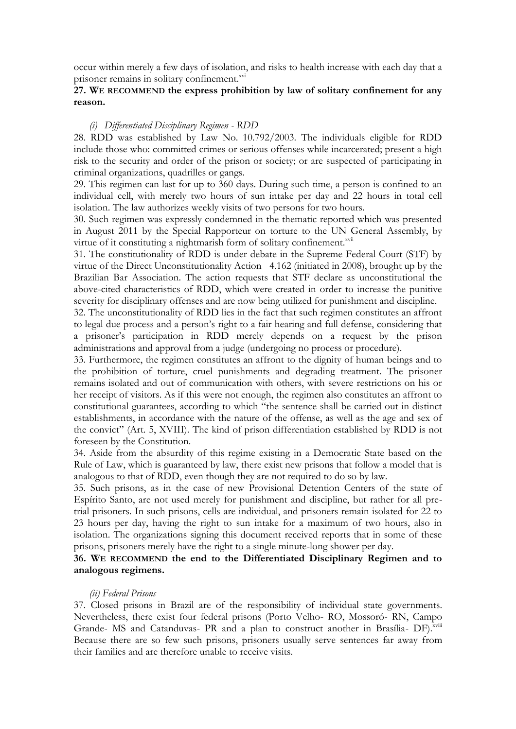occur within merely a few days of isolation, and risks to health increase with each day that a prisoner remains in solitary confinement.[xvi]

**27. WE RECOMMEND the express prohibition by law of solitary confinement for any reason.**

*(i) Differentiated Disciplinary Regimen - RDD*

28. RDD was established by Law No. 10.792/2003. The individuals eligible for RDD include those who: committed crimes or serious offenses while incarcerated; present a high risk to the security and order of the prison or society; or are suspected of participating in criminal organizations, quadrilles or gangs.

29. This regimen can last for up to 360 days. During such time, a person is confined to an individual cell, with merely two hours of sun intake per day and 22 hours in total cell isolation. The law authorizes weekly visits of two persons for two hours.

30. Such regimen was expressly condemned in the thematic reported which was presented in August 2011 by the Special Rapporteur on torture to the UN General Assembly, by virtue of it constituting a nightmarish form of solitary confinement.[xvii]

31. The constitutionality of RDD is under debate in the Supreme Federal Court (STF) by virtue of the Direct Unconstitutionality Action 4.162 (initiated in 2008), brought up by the Brazilian Bar Association. The action requests that STF declare as unconstitutional the above-cited characteristics of RDD, which were created in order to increase the punitive severity for disciplinary offenses and are now being utilized for punishment and discipline.

32. The unconstitutionality of RDD lies in the fact that such regimen constitutes an affront to legal due process and a person's right to a fair hearing and full defense, considering that a prisoner's participation in RDD merely depends on a request by the prison administrations and approval from a judge (undergoing no process or procedure).

33. Furthermore, the regimen constitutes an affront to the dignity of human beings and to the prohibition of torture, cruel punishments and degrading treatment. The prisoner remains isolated and out of communication with others, with severe restrictions on his or her receipt of visitors. As if this were not enough, the regimen also constitutes an affront to constitutional guarantees, according to which "the sentence shall be carried out in distinct establishments, in accordance with the nature of the offense, as well as the age and sex of the convict" (Art. 5, XVIII). The kind of prison differentiation established by RDD is not foreseen by the Constitution.

34. Aside from the absurdity of this regime existing in a Democratic State based on the Rule of Law, which is guaranteed by law, there exist new prisons that follow a model that is analogous to that of RDD, even though they are not required to do so by law.

35. Such prisons, as in the case of new Provisional Detention Centers of the state of Espírito Santo, are not used merely for punishment and discipline, but rather for all pre-trial prisoners. In such prisons, cells are individual, and prisoners remain isolated for 22 to 23 hours per day, having the right to sun intake for a maximum of two hours, also in isolation. The organizations signing this document received reports that in some of these prisons, prisoners merely have the right to a single minute-long shower per day.

**36. WE RECOMMEND the end to the Differentiated Disciplinary Regimen and to analogous regimens.**

*(ii) Federal Prisons*

37. Closed prisons in Brazil are of the responsibility of individual state governments. Nevertheless, there exist four federal prisons (Porto Velho- RO, Mossoró- RN, Campo Grande- MS and Catanduvas- PR and a plan to construct another in Brasília- DF).[xviii] Because there are so few such prisons, prisoners usually serve sentences far away from their families and are therefore unable to receive visits.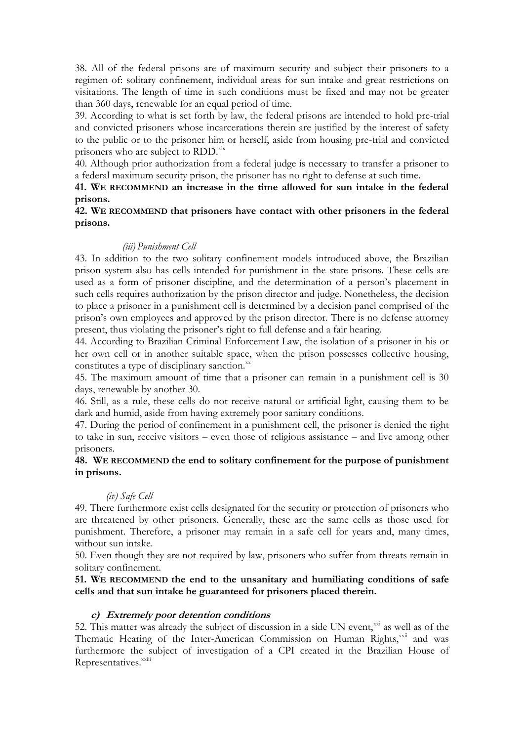38. All of the federal prisons are of maximum security and subject their prisoners to a regimen of: solitary confinement, individual areas for sun intake and great restrictions on visitations. The length of time in such conditions must be fixed and may not be greater than 360 days, renewable for an equal period of time.

39. According to what is set forth by law, the federal prisons are intended to hold pre-trial and convicted prisoners whose incarcerations therein are justified by the interest of safety to the public or to the prisoner him or herself, aside from housing pre-trial and convicted prisoners who are subject to RDD.[xix]

40. Although prior authorization from a federal judge is necessary to transfer a prisoner to a federal maximum security prison, the prisoner has no right to defense at such time.

**41. WE RECOMMEND an increase in the time allowed for sun intake in the federal prisons.**

**42. WE RECOMMEND that prisoners have contact with other prisoners in the federal prisons.**

*(iii) Punishment Cell*

43. In addition to the two solitary confinement models introduced above, the Brazilian prison system also has cells intended for punishment in the state prisons. These cells are used as a form of prisoner discipline, and the determination of a person's placement in such cells requires authorization by the prison director and judge. Nonetheless, the decision to place a prisoner in a punishment cell is determined by a decision panel comprised of the prison's own employees and approved by the prison director. There is no defense attorney present, thus violating the prisoner's right to full defense and a fair hearing.

44. According to Brazilian Criminal Enforcement Law, the isolation of a prisoner in his or her own cell or in another suitable space, when the prison possesses collective housing, constitutes a type of disciplinary sanction.[xx]

45. The maximum amount of time that a prisoner can remain in a punishment cell is 30 days, renewable by another 30.

46. Still, as a rule, these cells do not receive natural or artificial light, causing them to be dark and humid, aside from having extremely poor sanitary conditions.

47. During the period of confinement in a punishment cell, the prisoner is denied the right to take in sun, receive visitors – even those of religious assistance – and live among other prisoners.

**48. WE RECOMMEND the end to solitary confinement for the purpose of punishment in prisons.**

*(iv) Safe Cell*

49. There furthermore exist cells designated for the security or protection of prisoners who are threatened by other prisoners. Generally, these are the same cells as those used for punishment. Therefore, a prisoner may remain in a safe cell for years and, many times, without sun intake.

50. Even though they are not required by law, prisoners who suffer from threats remain in solitary confinement.

**51. WE RECOMMEND the end to the unsanitary and humiliating conditions of safe cells and that sun intake be guaranteed for prisoners placed therein.**

***c) Extremely poor detention conditions***

52. This matter was already the subject of discussion in a side UN event,[xxi] as well as of the Thematic Hearing of the Inter-American Commission on Human Rights,[xxii] and was furthermore the subject of investigation of a CPI created in the Brazilian House of Representatives.[xxiii]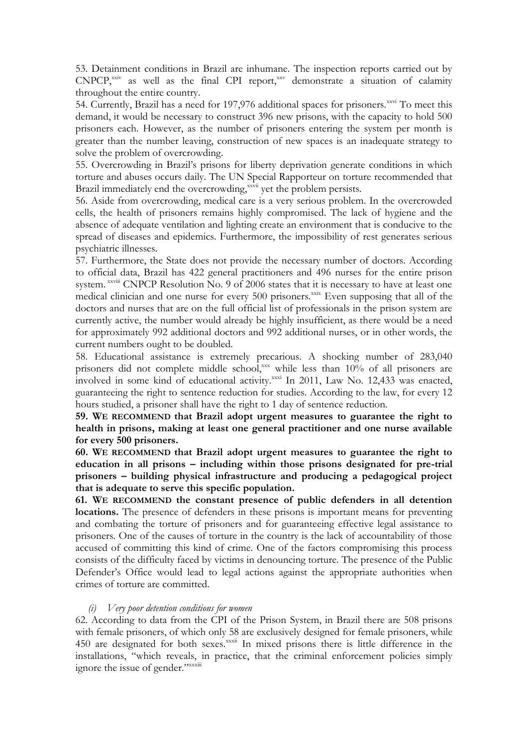53. Detainment conditions in Brazil are inhumane. The inspection reports carried out by CNPCP,[xxiv] as well as the final CPI report,[xxv] demonstrate a situation of calamity throughout the entire country.

54. Currently, Brazil has a need for 197,976 additional spaces for prisoners.[xxvi] To meet this demand, it would be necessary to construct 396 new prisons, with the capacity to hold 500 prisoners each. However, as the number of prisoners entering the system per month is greater than the number leaving, construction of new spaces is an inadequate strategy to solve the problem of overcrowding.

55. Overcrowding in Brazil's prisons for liberty deprivation generate conditions in which torture and abuses occurs daily. The UN Special Rapporteur on torture recommended that Brazil immediately end the overcrowding,[xxvii] yet the problem persists.

56. Aside from overcrowding, medical care is a very serious problem. In the overcrowded cells, the health of prisoners remains highly compromised. The lack of hygiene and the absence of adequate ventilation and lighting create an environment that is conducive to the spread of diseases and epidemics. Furthermore, the impossibility of rest generates serious psychiatric illnesses.

57. Furthermore, the State does not provide the necessary number of doctors. According to official data, Brazil has 422 general practitioners and 496 nurses for the entire prison system.[xxviii] CNPCP Resolution No. 9 of 2006 states that it is necessary to have at least one medical clinician and one nurse for every 500 prisoners.[xxix] Even supposing that all of the doctors and nurses that are on the full official list of professionals in the prison system are currently active, the number would already be highly insufficient, as there would be a need for approximately 992 additional doctors and 992 additional nurses, or in other words, the current numbers ought to be doubled.

58. Educational assistance is extremely precarious. A shocking number of 283,040 prisoners did not complete middle school,[xxx] while less than 10% of all prisoners are involved in some kind of educational activity.[xxxi] In 2011, Law No. 12,433 was enacted, guaranteeing the right to sentence reduction for studies. According to the law, for every 12 hours studied, a prisoner shall have the right to 1 day of sentence reduction.

**59. WE RECOMMEND that Brazil adopt urgent measures to guarantee the right to health in prisons, making at least one general practitioner and one nurse available for every 500 prisoners.**

**60. WE RECOMMEND that Brazil adopt urgent measures to guarantee the right to education in all prisons – including within those prisons designated for pre-trial prisoners – building physical infrastructure and producing a pedagogical project that is adequate to serve this specific population.**

**61. WE RECOMMEND the constant presence of public defenders in all detention locations.** The presence of defenders in these prisons is important means for preventing and combating the torture of prisoners and for guaranteeing effective legal assistance to prisoners. One of the causes of torture in the country is the lack of accountability of those accused of committing this kind of crime. One of the factors compromising this process consists of the difficulty faced by victims in denouncing torture. The presence of the Public Defender's Office would lead to legal actions against the appropriate authorities when crimes of torture are committed.

*(i) Very poor detention conditions for women*

62. According to data from the CPI of the Prison System, in Brazil there are 508 prisons with female prisoners, of which only 58 are exclusively designed for female prisoners, while 450 are designated for both sexes.[xxxii] In mixed prisons there is little difference in the installations, "which reveals, in practice, that the criminal enforcement policies simply ignore the issue of gender."[xxxiii]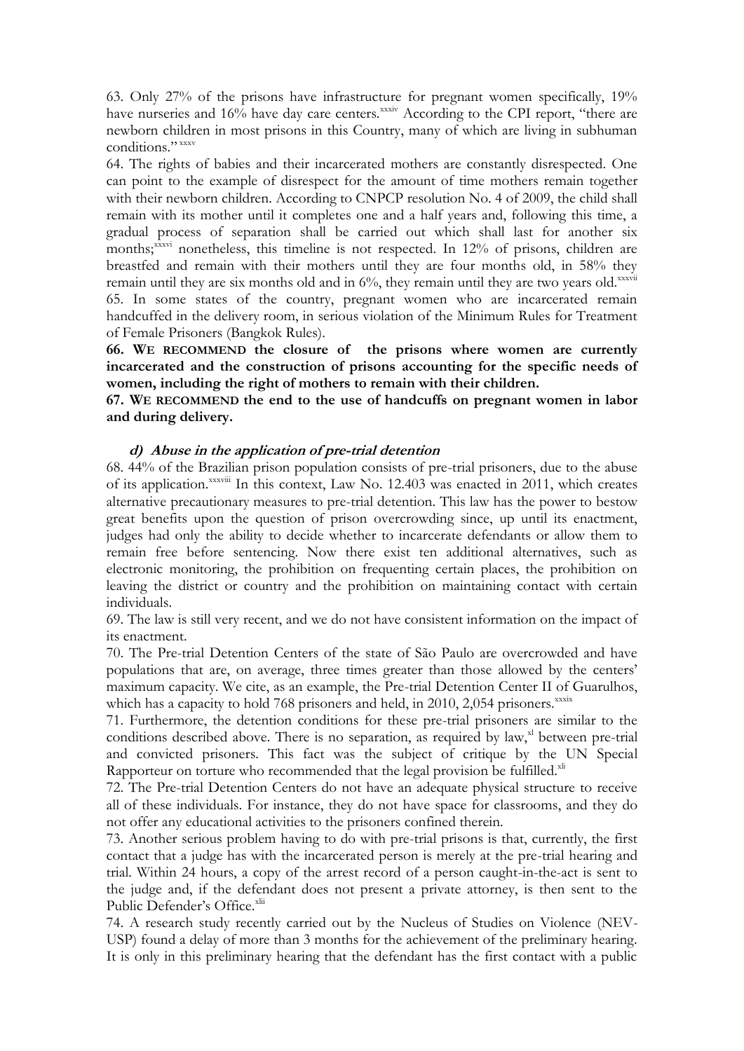63. Only 27% of the prisons have infrastructure for pregnant women specifically, 19% have nurseries and 16% have day care centers.[xxxiv] According to the CPI report, "there are newborn children in most prisons in this Country, many of which are living in subhuman conditions."[xxxv]

64. The rights of babies and their incarcerated mothers are constantly disrespected. One can point to the example of disrespect for the amount of time mothers remain together with their newborn children. According to CNPCP resolution No. 4 of 2009, the child shall remain with its mother until it completes one and a half years and, following this time, a gradual process of separation shall be carried out which shall last for another six months;[xxxvi] nonetheless, this timeline is not respected. In 12% of prisons, children are breastfed and remain with their mothers until they are four months old, in 58% they remain until they are six months old and in 6%, they remain until they are two years old.[xxxvii]

65. In some states of the country, pregnant women who are incarcerated remain handcuffed in the delivery room, in serious violation of the Minimum Rules for Treatment of Female Prisoners (Bangkok Rules).

**66. WE RECOMMEND the closure of the prisons where women are currently incarcerated and the construction of prisons accounting for the specific needs of women, including the right of mothers to remain with their children.**

**67. WE RECOMMEND the end to the use of handcuffs on pregnant women in labor and during delivery.**

### *d) Abuse in the application of pre-trial detention*

68. 44% of the Brazilian prison population consists of pre-trial prisoners, due to the abuse of its application.[xxxviii] In this context, Law No. 12.403 was enacted in 2011, which creates alternative precautionary measures to pre-trial detention. This law has the power to bestow great benefits upon the question of prison overcrowding since, up until its enactment, judges had only the ability to decide whether to incarcerate defendants or allow them to remain free before sentencing. Now there exist ten additional alternatives, such as electronic monitoring, the prohibition on frequenting certain places, the prohibition on leaving the district or country and the prohibition on maintaining contact with certain individuals.

69. The law is still very recent, and we do not have consistent information on the impact of its enactment.

70. The Pre-trial Detention Centers of the state of São Paulo are overcrowded and have populations that are, on average, three times greater than those allowed by the centers' maximum capacity. We cite, as an example, the Pre-trial Detention Center II of Guarulhos, which has a capacity to hold 768 prisoners and held, in 2010, 2,054 prisoners.[xxxix]

71. Furthermore, the detention conditions for these pre-trial prisoners are similar to the conditions described above. There is no separation, as required by law,[xl] between pre-trial and convicted prisoners. This fact was the subject of critique by the UN Special Rapporteur on torture who recommended that the legal provision be fulfilled.[xli]

72. The Pre-trial Detention Centers do not have an adequate physical structure to receive all of these individuals. For instance, they do not have space for classrooms, and they do not offer any educational activities to the prisoners confined therein.

73. Another serious problem having to do with pre-trial prisons is that, currently, the first contact that a judge has with the incarcerated person is merely at the pre-trial hearing and trial. Within 24 hours, a copy of the arrest record of a person caught-in-the-act is sent to the judge and, if the defendant does not present a private attorney, is then sent to the Public Defender's Office.[xlii]

74. A research study recently carried out by the Nucleus of Studies on Violence (NEV-USP) found a delay of more than 3 months for the achievement of the preliminary hearing. It is only in this preliminary hearing that the defendant has the first contact with a public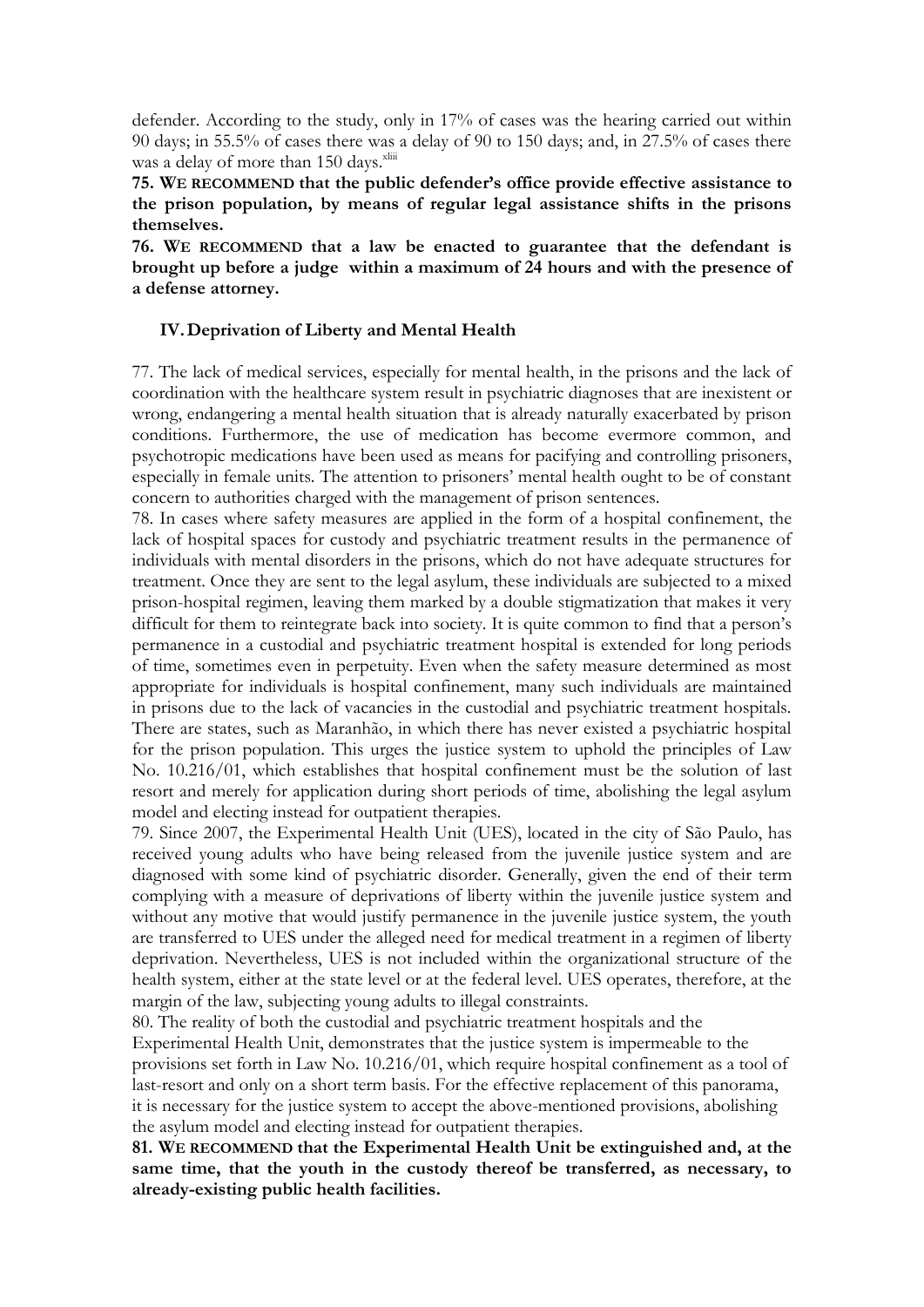defender. According to the study, only in 17% of cases was the hearing carried out within 90 days; in 55.5% of cases there was a delay of 90 to 150 days; and, in 27.5% of cases there was a delay of more than 150 days.[xliii]

**75. WE RECOMMEND that the public defender's office provide effective assistance to the prison population, by means of regular legal assistance shifts in the prisons themselves.**

**76. WE RECOMMEND that a law be enacted to guarantee that the defendant is brought up before a judge within a maximum of 24 hours and with the presence of a defense attorney.**

## IV. Deprivation of Liberty and Mental Health

77. The lack of medical services, especially for mental health, in the prisons and the lack of coordination with the healthcare system result in psychiatric diagnoses that are inexistent or wrong, endangering a mental health situation that is already naturally exacerbated by prison conditions. Furthermore, the use of medication has become evermore common, and psychotropic medications have been used as means for pacifying and controlling prisoners, especially in female units. The attention to prisoners' mental health ought to be of constant concern to authorities charged with the management of prison sentences.

78. In cases where safety measures are applied in the form of a hospital confinement, the lack of hospital spaces for custody and psychiatric treatment results in the permanence of individuals with mental disorders in the prisons, which do not have adequate structures for treatment. Once they are sent to the legal asylum, these individuals are subjected to a mixed prison-hospital regimen, leaving them marked by a double stigmatization that makes it very difficult for them to reintegrate back into society. It is quite common to find that a person's permanence in a custodial and psychiatric treatment hospital is extended for long periods of time, sometimes even in perpetuity. Even when the safety measure determined as most appropriate for individuals is hospital confinement, many such individuals are maintained in prisons due to the lack of vacancies in the custodial and psychiatric treatment hospitals. There are states, such as Maranhão, in which there has never existed a psychiatric hospital for the prison population. This urges the justice system to uphold the principles of Law No. 10.216/01, which establishes that hospital confinement must be the solution of last resort and merely for application during short periods of time, abolishing the legal asylum model and electing instead for outpatient therapies.

79. Since 2007, the Experimental Health Unit (UES), located in the city of São Paulo, has received young adults who have being released from the juvenile justice system and are diagnosed with some kind of psychiatric disorder. Generally, given the end of their term complying with a measure of deprivations of liberty within the juvenile justice system and without any motive that would justify permanence in the juvenile justice system, the youth are transferred to UES under the alleged need for medical treatment in a regimen of liberty deprivation. Nevertheless, UES is not included within the organizational structure of the health system, either at the state level or at the federal level. UES operates, therefore, at the margin of the law, subjecting young adults to illegal constraints.

80. The reality of both the custodial and psychiatric treatment hospitals and the Experimental Health Unit, demonstrates that the justice system is impermeable to the provisions set forth in Law No. 10.216/01, which require hospital confinement as a tool of last-resort and only on a short term basis. For the effective replacement of this panorama, it is necessary for the justice system to accept the above-mentioned provisions, abolishing the asylum model and electing instead for outpatient therapies.

**81. WE RECOMMEND that the Experimental Health Unit be extinguished and, at the same time, that the youth in the custody thereof be transferred, as necessary, to already-existing public health facilities.**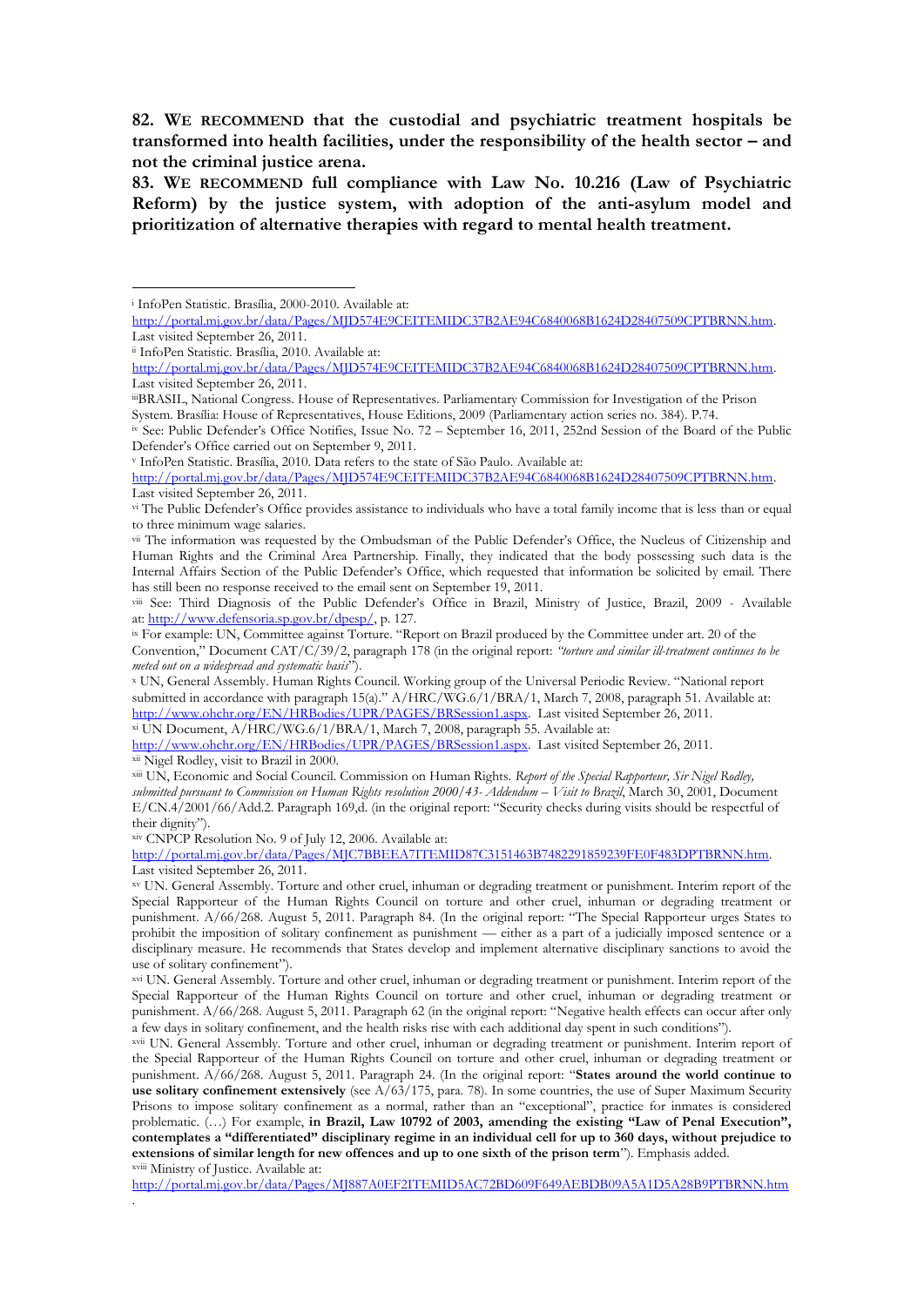**82. WE RECOMMEND that the custodial and psychiatric treatment hospitals be transformed into health facilities, under the responsibility of the health sector – and not the criminal justice arena.**

**83. WE RECOMMEND full compliance with Law No. 10.216 (Law of Psychiatric Reform) by the justice system, with adoption of the anti-asylum model and prioritization of alternative therapies with regard to mental health treatment.**

---

[i] InfoPen Statistic. Brasília, 2000-2010. Available at: http://portal.mj.gov.br/data/Pages/MJD574E9CEITEMIDC37B2AE94C6840068B1624D28407509CPTBRNN.htm. Last visited September 26, 2011.

[ii] InfoPen Statistic. Brasília, 2010. Available at: http://portal.mj.gov.br/data/Pages/MJD574E9CEITEMIDC37B2AE94C6840068B1624D28407509CPTBRNN.htm. Last visited September 26, 2011.

[iii] BRASIL, National Congress. House of Representatives. Parliamentary Commission for Investigation of the Prison System. Brasília: House of Representatives, House Editions, 2009 (Parliamentary action series no. 384). P.74.

[iv] See: Public Defender's Office Notifies, Issue No. 72 – September 16, 2011, 252nd Session of the Board of the Public Defender's Office carried out on September 9, 2011.

[v] InfoPen Statistic. Brasília, 2010. Data refers to the state of São Paulo. Available at: http://portal.mj.gov.br/data/Pages/MJD574E9CEITEMIDC37B2AE94C6840068B1624D28407509CPTBRNN.htm. Last visited September 26, 2011.

[vi] The Public Defender's Office provides assistance to individuals who have a total family income that is less than or equal to three minimum wage salaries.

[vii] The information was requested by the Ombudsman of the Public Defender's Office, the Nucleus of Citizenship and Human Rights and the Criminal Area Partnership. Finally, they indicated that the body possessing such data is the Internal Affairs Section of the Public Defender's Office, which requested that information be solicited by email. There has still been no response received to the email sent on September 19, 2011.

[viii] See: Third Diagnosis of the Public Defender's Office in Brazil, Ministry of Justice, Brazil, 2009 - Available at: http://www.defensoria.sp.gov.br/dpesp/, p. 127.

[ix] For example: UN, Committee against Torture. "Report on Brazil produced by the Committee under art. 20 of the Convention," Document CAT/C/39/2, paragraph 178 (in the original report: *"torture and similar ill-treatment continues to be meted out on a widespread and systematic basis"*).

[x] UN, General Assembly. Human Rights Council. Working group of the Universal Periodic Review. "National report submitted in accordance with paragraph 15(a)." A/HRC/WG.6/1/BRA/1, March 7, 2008, paragraph 51. Available at: http://www.ohchr.org/EN/HRBodies/UPR/PAGES/BRSession1.aspx. Last visited September 26, 2011.

[xi] UN Document, A/HRC/WG.6/1/BRA/1, March 7, 2008, paragraph 55. Available at: http://www.ohchr.org/EN/HRBodies/UPR/PAGES/BRSession1.aspx. Last visited September 26, 2011.

[xii] Nigel Rodley, visit to Brazil in 2000.

[xiii] UN, Economic and Social Council. Commission on Human Rights. *Report of the Special Rapporteur, Sir Nigel Rodley, submitted pursuant to Commission on Human Rights resolution 2000/43- Addendum – Visit to Brazil*, March 30, 2001, Document E/CN.4/2001/66/Add.2. Paragraph 169,d. (in the original report: "Security checks during visits should be respectful of their dignity").

[xiv] CNPCP Resolution No. 9 of July 12, 2006. Available at: http://portal.mj.gov.br/data/Pages/MJC7BBEEA7ITEMID87C3151463B7482291859239FE0F483DPTBRNN.htm. Last visited September 26, 2011.

[xv] UN. General Assembly. Torture and other cruel, inhuman or degrading treatment or punishment. Interim report of the Special Rapporteur of the Human Rights Council on torture and other cruel, inhuman or degrading treatment or punishment. A/66/268. August 5, 2011. Paragraph 84. (In the original report: "The Special Rapporteur urges States to prohibit the imposition of solitary confinement as punishment — either as a part of a judicially imposed sentence or a disciplinary measure. He recommends that States develop and implement alternative disciplinary sanctions to avoid the use of solitary confinement").

[xvi] UN. General Assembly. Torture and other cruel, inhuman or degrading treatment or punishment. Interim report of the Special Rapporteur of the Human Rights Council on torture and other cruel, inhuman or degrading treatment or punishment. A/66/268. August 5, 2011. Paragraph 62 (in the original report: "Negative health effects can occur after only a few days in solitary confinement, and the health risks rise with each additional day spent in such conditions").

[xvii] UN. General Assembly. Torture and other cruel, inhuman or degrading treatment or punishment. Interim report of the Special Rapporteur of the Human Rights Council on torture and other cruel, inhuman or degrading treatment or punishment. A/66/268. August 5, 2011. Paragraph 24. (In the original report: "**States around the world continue to use solitary confinement extensively** (see A/63/175, para. 78). In some countries, the use of Super Maximum Security Prisons to impose solitary confinement as a normal, rather than an "exceptional", practice for inmates is considered problematic. (…) For example, **in Brazil, Law 10792 of 2003, amending the existing "Law of Penal Execution", contemplates a "differentiated" disciplinary regime in an individual cell for up to 360 days, without prejudice to extensions of similar length for new offences and up to one sixth of the prison term**"). Emphasis added.

[xviii] Ministry of Justice. Available at: http://portal.mj.gov.br/data/Pages/MJ887A0EF2ITEMID5AC72BD609F649AEBDB09A5A1D5A28B9PTBRNN.htm.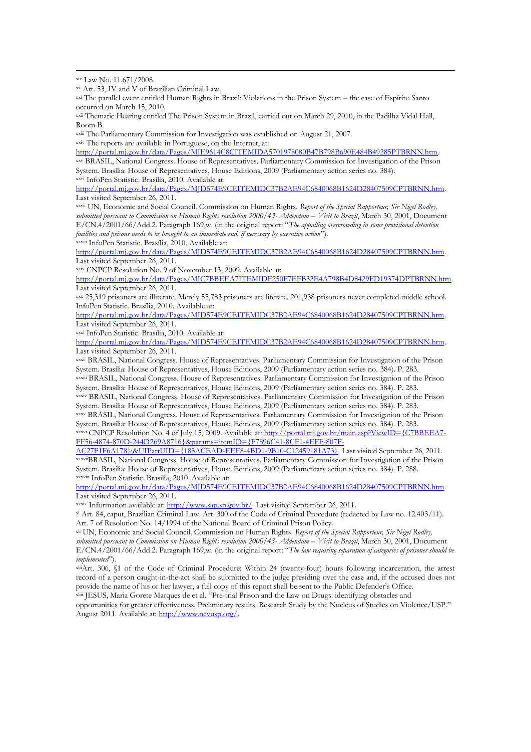[xix] Law No. 11.671/2008.

[xx] Art. 53, IV and V of Brazilian Criminal Law.

[xxi] The parallel event entitled Human Rights in Brazil: Violations in the Prison System – the case of Espírito Santo occurred on March 15, 2010.

[xxii] Thematic Hearing entitled The Prison System in Brazil, carried out on March 29, 2010, in the Padilha Vidal Hall, Room B.

[xxiii] The Parliamentary Commission for Investigation was established on August 21, 2007.

[xxiv] The reports are available in Portuguese, on the Internet, at: http://portal.mj.gov.br/data/Pages/MJE9614C8CITEMIDA5701978080B47B798B690E484B49285PTBRNN.htm.

[xxv] BRASIL, National Congress. House of Representatives. Parliamentary Commission for Investigation of the Prison System. Brasília: House of Representatives, House Editions, 2009 (Parliamentary action series no. 384).

[xxvi] InfoPen Statistic. Brasília, 2010. Available at: http://portal.mj.gov.br/data/Pages/MJD574E9CEITEMIDC37B2AE94C6840068B1624D28407509CPTBRNN.htm. Last visited September 26, 2011.

[xxvii] UN, Economic and Social Council. Commission on Human Rights. *Report of the Special Rapporteur, Sir Nigel Rodley, submitted pursuant to Commission on Human Rights resolution 2000/43- Addendum – Visit to Brazil*, March 30, 2001, Document E/CN.4/2001/66/Add.2. Paragraph 169,w. (in the original report: "*The appalling overcrowding in some provisional detention facilities and prisons needs to be brought to an immediate end, if necessary by executive action*").

[xxviii] InfoPen Statistic. Brasília, 2010. Available at: http://portal.mj.gov.br/data/Pages/MJD574E9CEITEMIDC37B2AE94C6840068B1624D28407509CPTBRNN.htm. Last visited September 26, 2011.

[xxix] CNPCP Resolution No. 9 of November 13, 2009. Available at: http://portal.mj.gov.br/data/Pages/MJC7BBEEA7ITEMIDF250F7EFB32E4A798B4D8429FD19374DPTBRNN.htm. Last visited September 26, 2011.

[xxx] 25,319 prisoners are illiterate. Merely 55,783 prisoners are literate. 201,938 prisoners never completed middle school. InfoPen Statistic. Brasília, 2010. Available at: http://portal.mj.gov.br/data/Pages/MJD574E9CEITEMIDC37B2AE94C6840068B1624D28407509CPTBRNN.htm. Last visited September 26, 2011.

[xxxi] InfoPen Statistic. Brasília, 2010. Available at: http://portal.mj.gov.br/data/Pages/MJD574E9CEITEMIDC37B2AE94C6840068B1624D28407509CPTBRNN.htm. Last visited September 26, 2011.

[xxxii] BRASIL, National Congress. House of Representatives. Parliamentary Commission for Investigation of the Prison System. Brasília: House of Representatives, House Editions, 2009 (Parliamentary action series no. 384). P. 283.

[xxxiii] BRASIL, National Congress. House of Representatives. Parliamentary Commission for Investigation of the Prison System. Brasília: House of Representatives, House Editions, 2009 (Parliamentary action series no. 384). P. 283.

[xxxiv] BRASIL, National Congress. House of Representatives. Parliamentary Commission for Investigation of the Prison System. Brasília: House of Representatives, House Editions, 2009 (Parliamentary action series no. 384). P. 283.

[xxxv] BRASIL, National Congress. House of Representatives. Parliamentary Commission for Investigation of the Prison System. Brasília: House of Representatives, House Editions, 2009 (Parliamentary action series no. 384). P. 283.

[xxxvi] CNPCP Resolution No. 4 of July 15, 2009. Available at: http://portal.mj.gov.br/main.asp?ViewID={C7BBEEA7-FF56-4874-870D-244D269A8716}&params=itemID={F7896C41-8CF1-4EFF-807F-AC27F1F6A178};&UIPartUID={183ACEAD-EEF8-4BD1-9B10-C12459181A73}. Last visited September 26, 2011.

[xxxvii] BRASIL, National Congress. House of Representatives. Parliamentary Commission for Investigation of the Prison System. Brasília: House of Representatives, House Editions, 2009 (Parliamentary action series no. 384). P. 288.

[xxxviii] InfoPen Statistic. Brasília, 2010. Available at: http://portal.mj.gov.br/data/Pages/MJD574E9CEITEMIDC37B2AE94C6840068B1624D28407509CPTBRNN.htm. Last visited September 26, 2011.

[xxxix] Information available at: http://www.sap.sp.gov.br/. Last visited September 26, 2011.

[xl] Art. 84, caput, Brazilian Criminal Law. Art. 300 of the Code of Criminal Procedure (redacted by Law no. 12.403/11). Art. 7 of Resolution No. 14/1994 of the National Board of Criminal Prison Policy.

[xli] UN, Economic and Social Council. Commission on Human Rights. *Report of the Special Rapporteur, Sir Nigel Rodley, submitted pursuant to Commission on Human Rights resolution 2000/43- Addendum – Visit to Brazil*, March 30, 2001, Document E/CN.4/2001/66/Add.2. Paragraph 169,w. (in the original report: "*The law requiring separation of categories of prisoner should be implemented*").

[xlii] Art. 306, §1 of the Code of Criminal Procedure: Within 24 (twenty-four) hours following incarceration, the arrest record of a person caught-in-the-act shall be submitted to the judge presiding over the case and, if the accused does not provide the name of his or her lawyer, a full copy of this report shall be sent to the Public Defender's Office.

[xliii] JESUS, Maria Gorete Marques de et al. "Pre-trial Prison and the Law on Drugs: identifying obstacles and opportunities for greater effectiveness. Preliminary results. Research Study by the Nucleus of Studies on Violence/USP." August 2011. Available at: http://www.nevusp.org/.